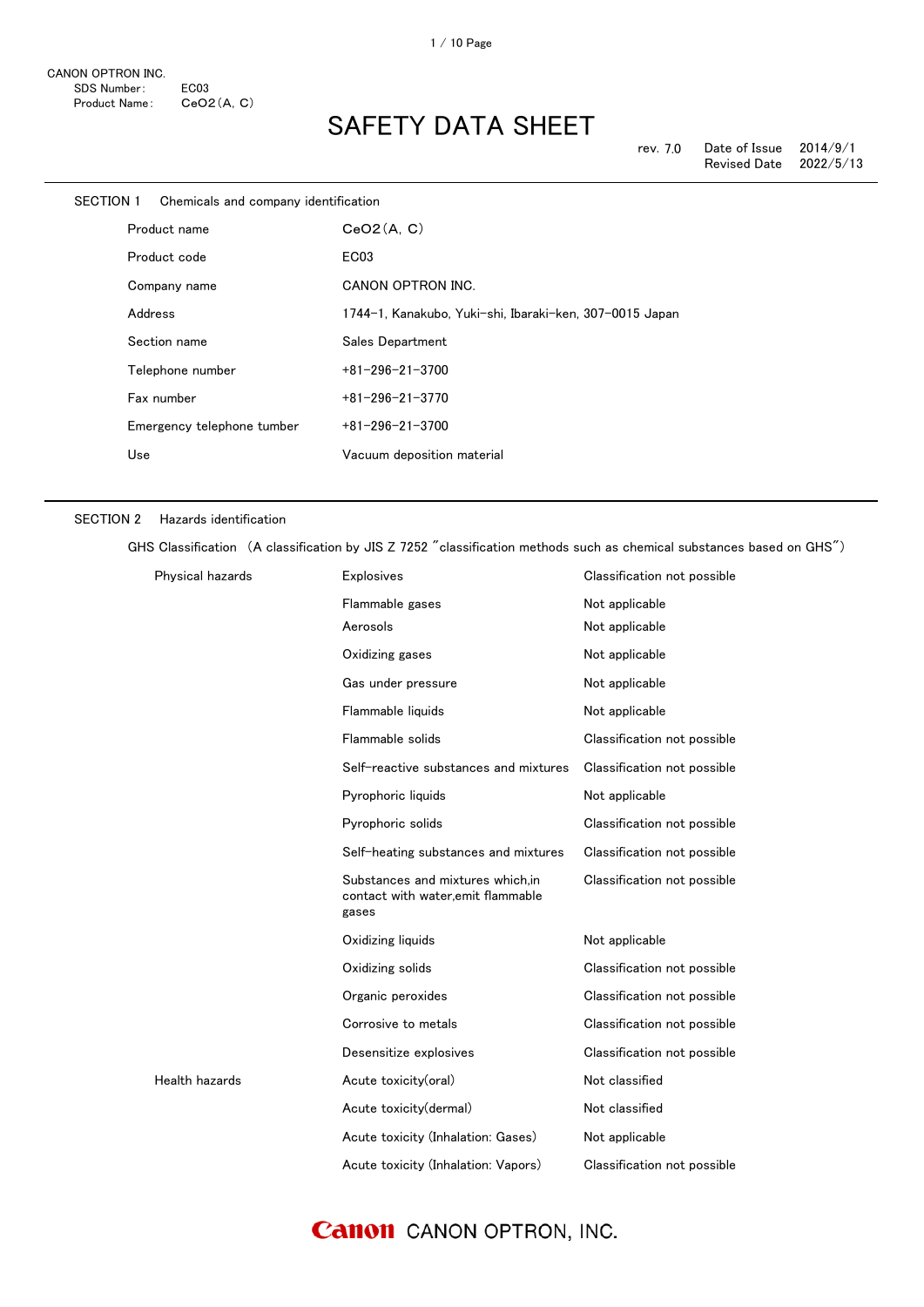CANON OPTRON INC.

SDS Number: EC03

Product Name: CeO2(A, C)

# SAFETY DATA SHEET

rev. 7.0 Date of Issue 2014/9/1

Revised Date 2022/5/13

## SECTION 1 Chemicals and company identification

| | |
|---|---|
| Product name | CeO2(A, C) |
| Product code | EC03 |
| Company name | CANON OPTRON INC. |
| Address | 1744-1, Kanakubo, Yuki-shi, Ibaraki-ken, 307-0015 Japan |
| Section name | Sales Department |
| Telephone number | +81-296-21-3700 |
| Fax number | +81-296-21-3770 |
| Emergency telephone tumber | +81-296-21-3700 |
| Use | Vacuum deposition material |

## SECTION 2 Hazards identification

GHS Classification (A classification by JIS Z 7252 "classification methods such as chemical substances based on GHS")

| | | |
|---|---|---|
| Physical hazards | Explosives | Classification not possible |
| | Flammable gases | Not applicable |
| | Aerosols | Not applicable |
| | Oxidizing gases | Not applicable |
| | Gas under pressure | Not applicable |
| | Flammable liquids | Not applicable |
| | Flammable solids | Classification not possible |
| | Self-reactive substances and mixtures | Classification not possible |
| | Pyrophoric liquids | Not applicable |
| | Pyrophoric solids | Classification not possible |
| | Self-heating substances and mixtures | Classification not possible |
| | Substances and mixtures which,in contact with water,emit flammable gases | Classification not possible |
| | Oxidizing liquids | Not applicable |
| | Oxidizing solids | Classification not possible |
| | Organic peroxides | Classification not possible |
| | Corrosive to metals | Classification not possible |
| | Desensitize explosives | Classification not possible |
| Health hazards | Acute toxicity(oral) | Not classified |
| | Acute toxicity(dermal) | Not classified |
| | Acute toxicity (Inhalation: Gases) | Not applicable |
| | Acute toxicity (Inhalation: Vapors) | Classification not possible |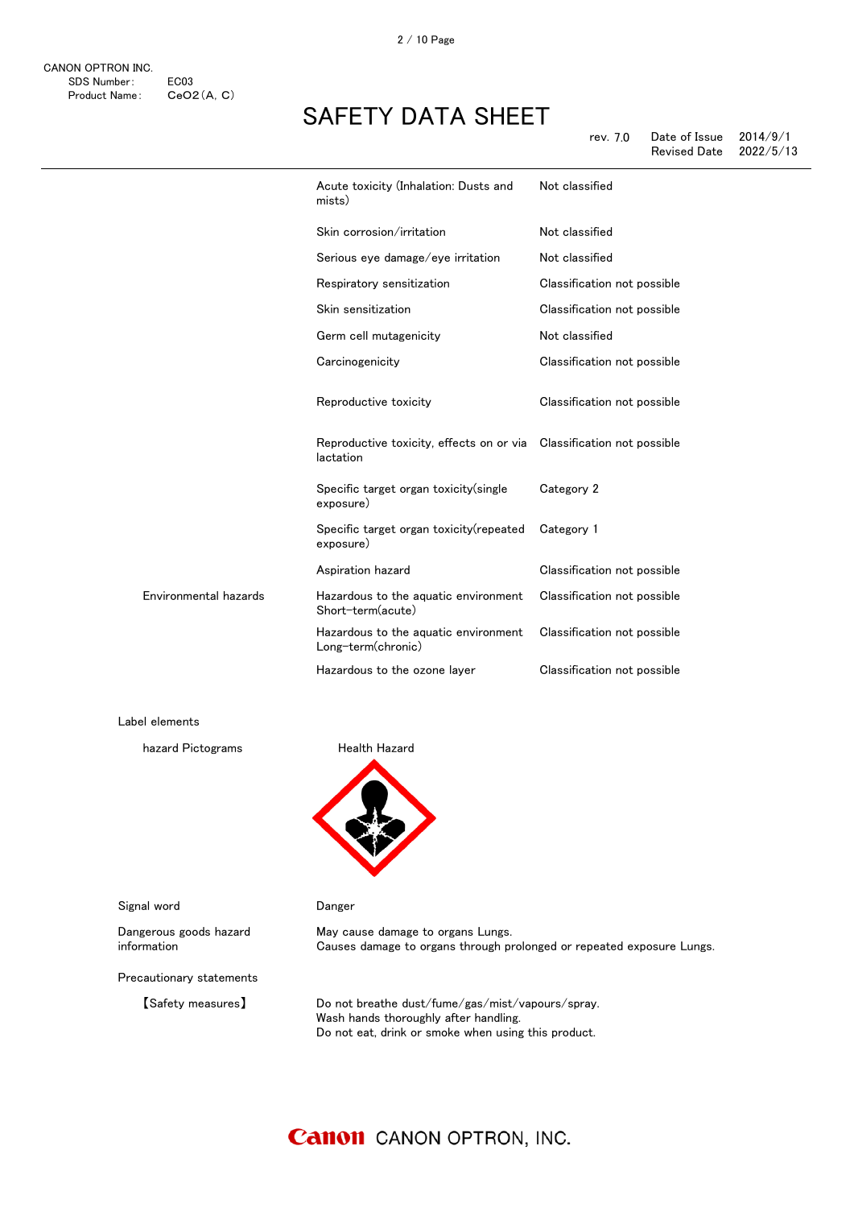| | | |
|---|---|---|
| | Acute toxicity (Inhalation: Dusts and mists) | Not classified |
| | Skin corrosion/irritation | Not classified |
| | Serious eye damage/eye irritation | Not classified |
| | Respiratory sensitization | Classification not possible |
| | Skin sensitization | Classification not possible |
| | Germ cell mutagenicity | Not classified |
| | Carcinogenicity | Classification not possible |
| | Reproductive toxicity | Classification not possible |
| | Reproductive toxicity, effects on or via lactation | Classification not possible |
| | Specific target organ toxicity(single exposure) | Category 2 |
| | Specific target organ toxicity(repeated exposure) | Category 1 |
| | Aspiration hazard | Classification not possible |
| Environmental hazards | Hazardous to the aquatic environment Short-term(acute) | Classification not possible |
| | Hazardous to the aquatic environment Long-term(chronic) | Classification not possible |
| | Hazardous to the ozone layer | Classification not possible |

Label elements

hazard Pictograms: Health Hazard

Signal word: Danger

Dangerous goods hazard information:
May cause damage to organs Lungs.
Causes damage to organs through prolonged or repeated exposure Lungs.

Precautionary statements

【Safety measures】
Do not breathe dust/fume/gas/mist/vapours/spray.
Wash hands thoroughly after handling.
Do not eat, drink or smoke when using this product.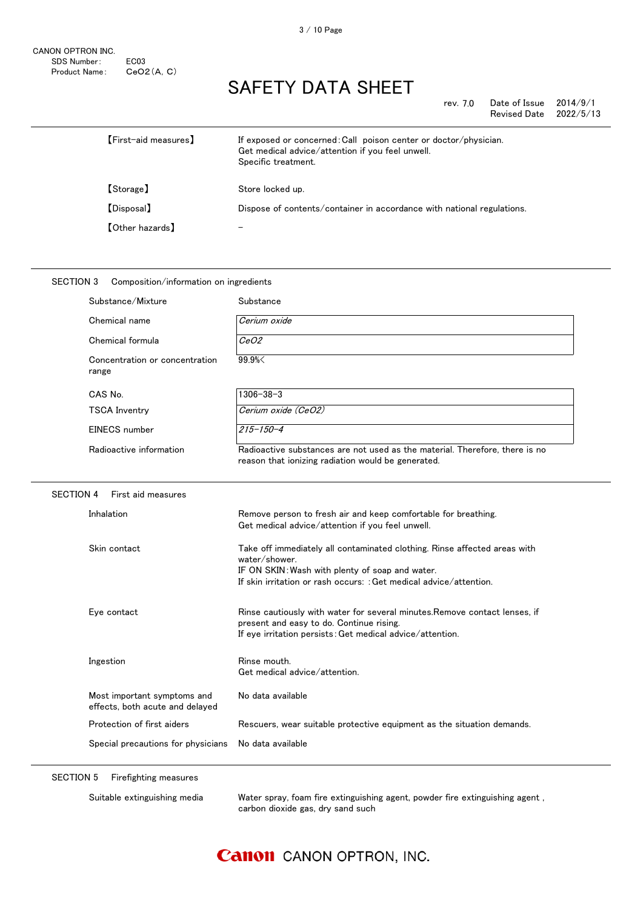| | |
|---|---|
| 【First-aid measures】 | If exposed or concerned: Call poison center or doctor/physician.<br>Get medical advice/attention if you feel unwell.<br>Specific treatment. |
| 【Storage】 | Store locked up. |
| 【Disposal】 | Dispose of contents/container in accordance with national regulations. |
| 【Other hazards】 | – |

## SECTION 3 Composition/information on ingredients

| | |
|---|---|
| Substance/Mixture | Substance |
| Chemical name | *Cerium oxide* |
| Chemical formula | *$CeO_2$* |
| Concentration or concentration range | 99.9%< |
| CAS No. | 1306-38-3 |
| TSCA Inventry | *Cerium oxide ($CeO_2$)* |
| EINECS number | *215-150-4* |
| Radioactive information | Radioactive substances are not used as the material. Therefore, there is no reason that ionizing radiation would be generated. |

## SECTION 4 First aid measures

| | |
|---|---|
| Inhalation | Remove person to fresh air and keep comfortable for breathing.<br>Get medical advice/attention if you feel unwell. |
| Skin contact | Take off immediately all contaminated clothing. Rinse affected areas with water/shower.<br>IF ON SKIN: Wash with plenty of soap and water.<br>If skin irritation or rash occurs: : Get medical advice/attention. |
| Eye contact | Rinse cautiously with water for several minutes.Remove contact lenses, if present and easy to do. Continue rising.<br>If eye irritation persists: Get medical advice/attention. |
| Ingestion | Rinse mouth.<br>Get medical advice/attention. |
| Most important symptoms and effects, both acute and delayed | No data available |
| Protection of first aiders | Rescuers, wear suitable protective equipment as the situation demands. |
| Special precautions for physicians | No data available |

## SECTION 5 Firefighting measures

| | |
|---|---|
| Suitable extinguishing media | Water spray, foam fire extinguishing agent, powder fire extinguishing agent , carbon dioxide gas, dry sand such |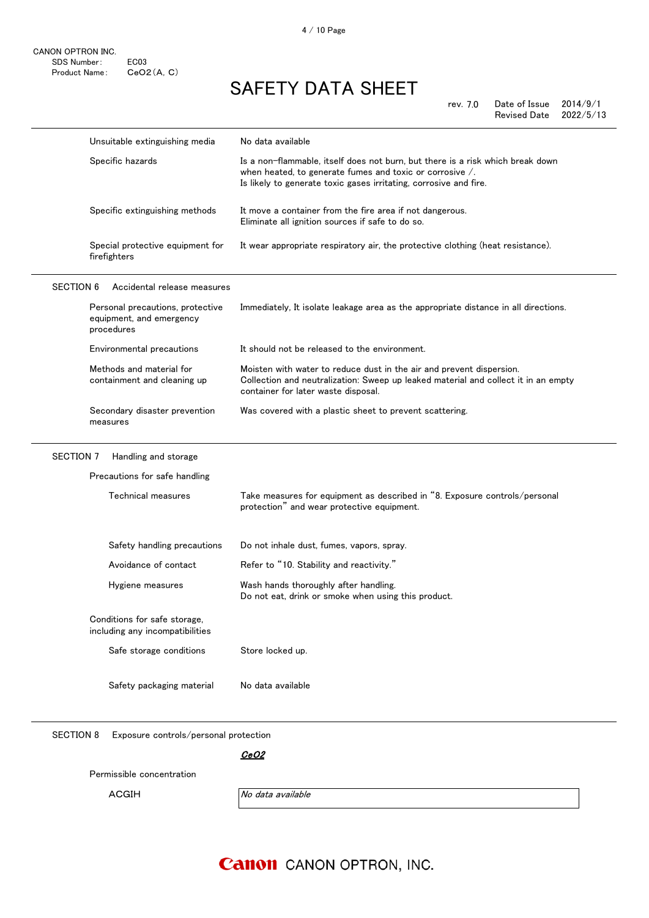| | |
|---|---|
| Unsuitable extinguishing media | No data available |
| Specific hazards | Is a non-flammable, itself does not burn, but there is a risk which break down when heated, to generate fumes and toxic or corrosive /.<br>Is likely to generate toxic gases irritating, corrosive and fire. |
| Specific extinguishing methods | It move a container from the fire area if not dangerous.<br>Eliminate all ignition sources if safe to do so. |
| Special protective equipment for firefighters | It wear appropriate respiratory air, the protective clothing (heat resistance). |

## SECTION 6 Accidental release measures

| | |
|---|---|
| Personal precautions, protective equipment, and emergency procedures | Immediately, It isolate leakage area as the appropriate distance in all directions. |
| Environmental precautions | It should not be released to the environment. |
| Methods and material for containment and cleaning up | Moisten with water to reduce dust in the air and prevent dispersion.<br>Collection and neutralization: Sweep up leaked material and collect it in an empty container for later waste disposal. |
| Secondary disaster prevention measures | Was covered with a plastic sheet to prevent scattering. |

## SECTION 7 Handling and storage

**Precautions for safe handling**

| | |
|---|---|
| Technical measures | Take measures for equipment as described in "8. Exposure controls/personal protection" and wear protective equipment. |
| Safety handling precautions | Do not inhale dust, fumes, vapors, spray. |
| Avoidance of contact | Refer to "10. Stability and reactivity." |
| Hygiene measures | Wash hands thoroughly after handling.<br>Do not eat, drink or smoke when using this product. |

**Conditions for safe storage, including any incompatibilities**

| | |
|---|---|
| Safe storage conditions | Store locked up. |
| Safety packaging material | No data available |

## SECTION 8 Exposure controls/personal protection

| | ***CeO2*** |
|---|---|
| Permissible concentration | |
| ACGIH | *No data available* |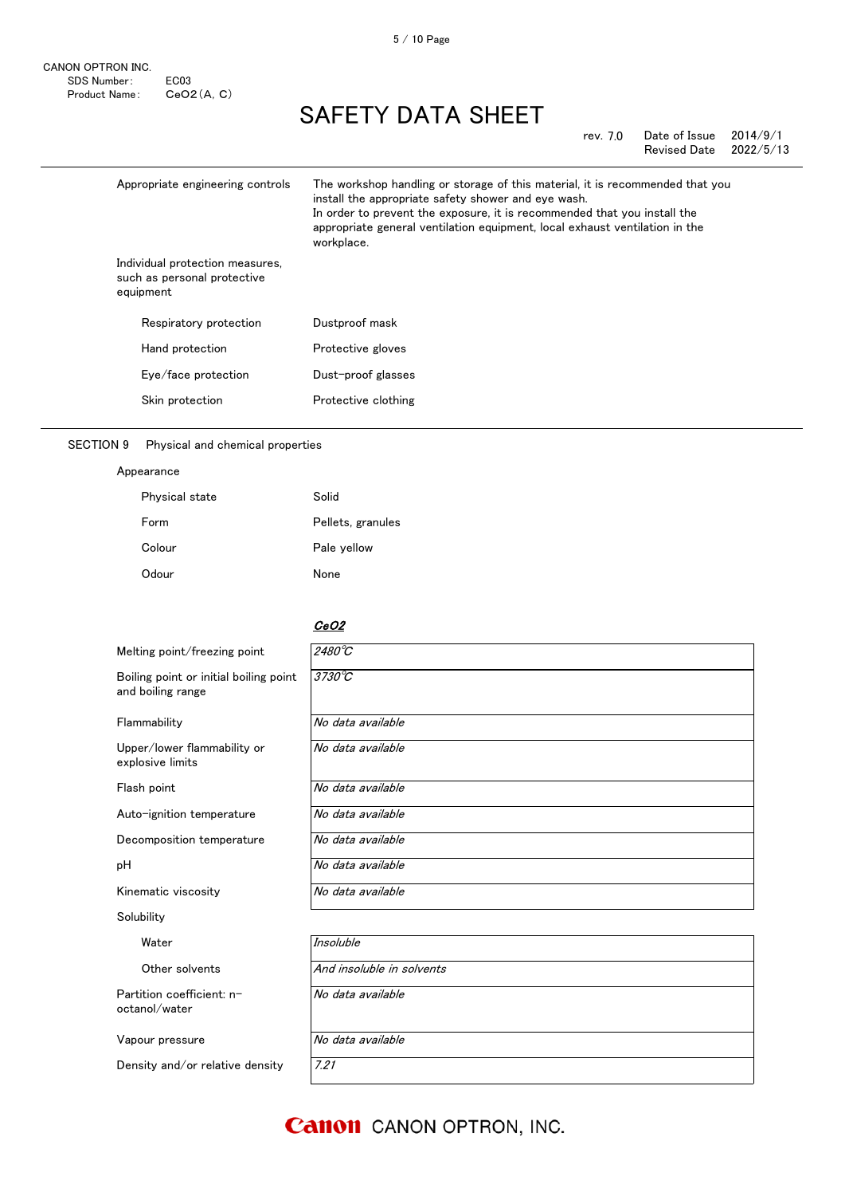| | |
|---|---|
| Appropriate engineering controls | The workshop handling or storage of this material, it is recommended that you install the appropriate safety shower and eye wash.<br>In order to prevent the exposure, it is recommended that you install the appropriate general ventilation equipment, local exhaust ventilation in the workplace. |
| Individual protection measures, such as personal protective equipment | |
| Respiratory protection | Dustproof mask |
| Hand protection | Protective gloves |
| Eye/face protection | Dust-proof glasses |
| Skin protection | Protective clothing |

## SECTION 9 Physical and chemical properties

Appearance

| | |
|---|---|
| Physical state | Solid |
| Form | Pellets, granules |
| Colour | Pale yellow |
| Odour | None |

| | ***CeO2*** |
|---|---|
| Melting point/freezing point | *2480℃* |
| Boiling point or initial boiling point and boiling range | *3730℃* |
| Flammability | *No data available* |
| Upper/lower flammability or explosive limits | *No data available* |
| Flash point | *No data available* |
| Auto-ignition temperature | *No data available* |
| Decomposition temperature | *No data available* |
| pH | *No data available* |
| Kinematic viscosity | *No data available* |
| Solubility | |
| Water | *Insoluble* |
| Other solvents | *And insoluble in solvents* |
| Partition coefficient: n-octanol/water | *No data available* |
| Vapour pressure | *No data available* |
| Density and/or relative density | *7.21* |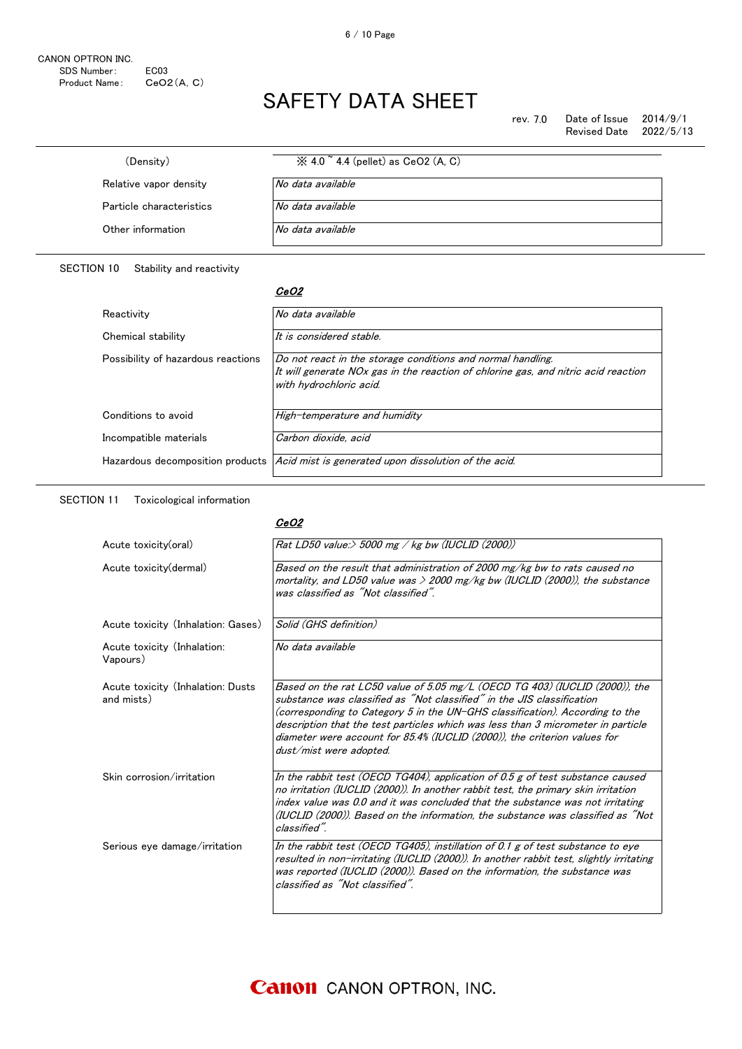| | |
|---|---|
| (Density) | ※ 4.0 ~ 4.4 (pellet) as $CeO_2$ (A, C) |
| Relative vapor density | *No data available* |
| Particle characteristics | *No data available* |
| Other information | *No data available* |

## SECTION 10　Stability and reactivity

| | ***$CeO_2$*** |
|---|---|
| Reactivity | *No data available* |
| Chemical stability | *It is considered stable.* |
| Possibility of hazardous reactions | *Do not react in the storage conditions and normal handling.* *It will generate NOx gas in the reaction of chlorine gas, and nitric acid reaction with hydrochloric acid.* |
| Conditions to avoid | *High-temperature and humidity* |
| Incompatible materials | *Carbon dioxide, acid* |
| Hazardous decomposition products | *Acid mist is generated upon dissolution of the acid.* |

## SECTION 11　Toxicological information

| | ***$CeO_2$*** |
|---|---|
| Acute toxicity(oral) | *Rat LD50 value:> 5000 mg / kg bw (IUCLID (2000))* |
| Acute toxicity(dermal) | *Based on the result that administration of 2000 mg/kg bw to rats caused no mortality, and LD50 value was > 2000 mg/kg bw (IUCLID (2000)), the substance was classified as "Not classified".* |
| Acute toxicity (Inhalation: Gases) | *Solid (GHS definition)* |
| Acute toxicity (Inhalation: Vapours) | *No data available* |
| Acute toxicity (Inhalation: Dusts and mists) | *Based on the rat LC50 value of 5.05 mg/L (OECD TG 403) (IUCLID (2000)), the substance was classified as "Not classified" in the JIS classification (corresponding to Category 5 in the UN-GHS classification). According to the description that the test particles which was less than 3 micrometer in particle diameter were account for 85.4% (IUCLID (2000)), the criterion values for dust/mist were adopted.* |
| Skin corrosion/irritation | *In the rabbit test (OECD TG404), application of 0.5 g of test substance caused no irritation (IUCLID (2000)). In another rabbit test, the primary skin irritation index value was 0.0 and it was concluded that the substance was not irritating (IUCLID (2000)). Based on the information, the substance was classified as "Not classified".* |
| Serious eye damage/irritation | *In the rabbit test (OECD TG405), instillation of 0.1 g of test substance to eye resulted in non-irritating (IUCLID (2000)). In another rabbit test, slightly irritating was reported (IUCLID (2000)). Based on the information, the substance was classified as "Not classified".* |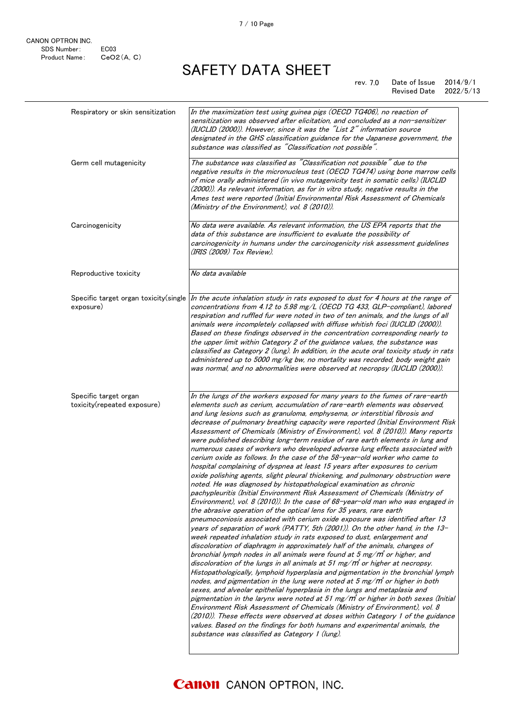| | |
|---|---|
| Respiratory or skin sensitization | *In the maximization test using guinea pigs (OECD TG406), no reaction of sensitization was observed after elicitation, and concluded as a non-sensitizer (IUCLID (2000)). However, since it was the "List 2" information source designated in the GHS classification guidance for the Japanese government, the substance was classified as "Classification not possible".* |
| Germ cell mutagenicity | *The substance was classified as "Classification not possible" due to the negative results in the micronucleus test (OECD TG474) using bone marrow cells of mice orally administered (in vivo mutagenicity test in somatic cells) (IUCLID (2000)). As relevant information, as for in vitro study, negative results in the Ames test were reported (Initial Environmental Risk Assessment of Chemicals (Ministry of the Environment), vol. 8 (2010)).* |
| Carcinogenicity | *No data were available. As relevant information, the US EPA reports that the data of this substance are insufficient to evaluate the possibility of carcinogenicity in humans under the carcinogenicity risk assessment guidelines (IRIS (2009) Tox Review).* |
| Reproductive toxicity | *No data available* |
| Specific target organ toxicity(single exposure) | *In the acute inhalation study in rats exposed to dust for 4 hours at the range of concentrations from 4.12 to 5.98 mg/L (OECD TG 433, GLP-compliant), labored respiration and ruffled fur were noted in two of ten animals, and the lungs of all animals were incompletely collapsed with diffuse whitish foci (IUCLID (2000)). Based on these findings observed in the concentration corresponding nearly to the upper limit within Category 2 of the guidance values, the substance was classified as Category 2 (lung). In addition, in the acute oral toxicity study in rats administered up to 5000 mg/kg bw, no mortality was recorded, body weight gain was normal, and no abnormalities were observed at necropsy (IUCLID (2000)).* |
| Specific target organ toxicity(repeated exposure) | *In the lungs of the workers exposed for many years to the fumes of rare-earth elements such as cerium, accumulation of rare-earth elements was observed, and lung lesions such as granuloma, emphysema, or interstitial fibrosis and decrease of pulmonary breathing capacity were reported (Initial Environment Risk Assessment of Chemicals (Ministry of Environment), vol. 8 (2010)). Many reports were published describing long-term residue of rare earth elements in lung and numerous cases of workers who developed adverse lung effects associated with cerium oxide as follows. In the case of the 58-year-old worker who came to hospital complaining of dyspnea at least 15 years after exposures to cerium oxide polishing agents, slight pleural thickening, and pulmonary obstruction were noted. He was diagnosed by histopathological examination as chronic pachypleuritis (Initial Environment Risk Assessment of Chemicals (Ministry of Environment), vol. 8 (2010)). In the case of 68-year-old man who was engaged in the abrasive operation of the optical lens for 35 years, rare earth pneumoconiosis associated with cerium oxide exposure was identified after 13 years of separation of work (PATTY, 5th (2001)). On the other hand, in the 13-week repeated inhalation study in rats exposed to dust, enlargement and discoloration of diaphragm in approximately half of the animals, changes of bronchial lymph nodes in all animals were found at 5 mg/$m^3$ or higher, and discoloration of the lungs in all animals at 51 mg/$m^3$ or higher at necropsy. Histopathologically, lymphoid hyperplasia and pigmentation in the bronchial lymph nodes, and pigmentation in the lung were noted at 5 mg/$m^3$ or higher in both sexes, and alveolar epithelial hyperplasia in the lungs and metaplasia and pigmentation in the larynx were noted at 51 mg/$m^3$ or higher in both sexes (Initial Environment Risk Assessment of Chemicals (Ministry of Environment), vol. 8 (2010)). These effects were observed at doses within Category 1 of the guidance values. Based on the findings for both humans and experimental animals, the substance was classified as Category 1 (lung).* |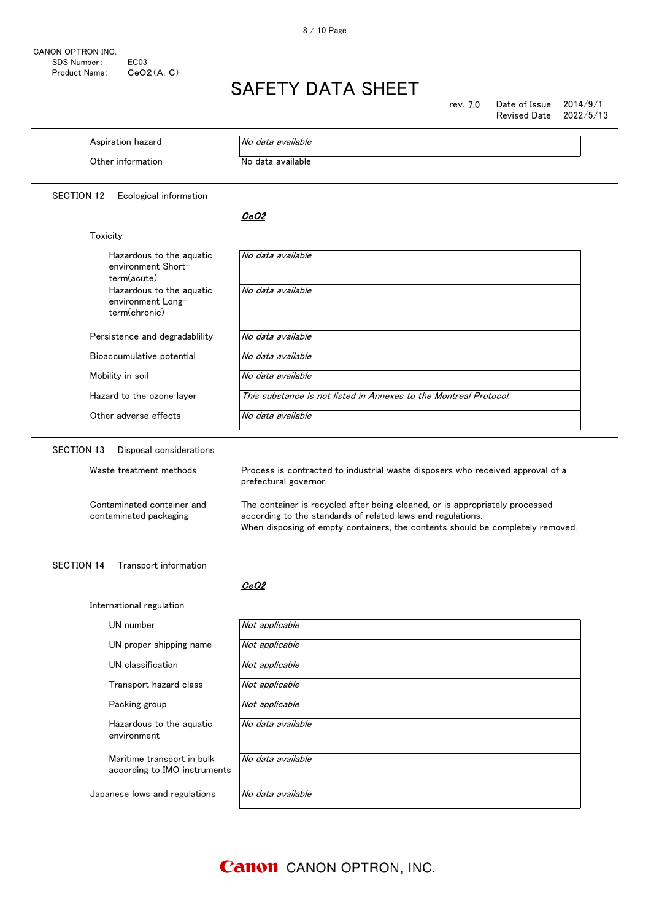| | |
|---|---|
| Aspiration hazard | *No data available* |
| Other information | No data available |

## SECTION 12 Ecological information

***CeO2***

Toxicity

| | |
|---|---|
| Hazardous to the aquatic environment Short-term(acute) | *No data available* |
| Hazardous to the aquatic environment Long-term(chronic) | *No data available* |
| Persistence and degradablility | *No data available* |
| Bioaccumulative potential | *No data available* |
| Mobility in soil | *No data available* |
| Hazard to the ozone layer | *This substance is not listed in Annexes to the Montreal Protocol.* |
| Other adverse effects | *No data available* |

## SECTION 13 Disposal considerations

| | |
|---|---|
| Waste treatment methods | Process is contracted to industrial waste disposers who received approval of a prefectural governor. |
| Contaminated container and contaminated packaging | The container is recycled after being cleaned, or is appropriately processed according to the standards of related laws and regulations.<br>When disposing of empty containers, the contents should be completely removed. |

## SECTION 14 Transport information

***CeO2***

International regulation

| | |
|---|---|
| UN number | *Not applicable* |
| UN proper shipping name | *Not applicable* |
| UN classification | *Not applicable* |
| Transport hazard class | *Not applicable* |
| Packing group | *Not applicable* |
| Hazardous to the aquatic environment | *No data available* |
| Maritime transport in bulk according to IMO instruments | *No data available* |
| Japanese lows and regulations | *No data available* |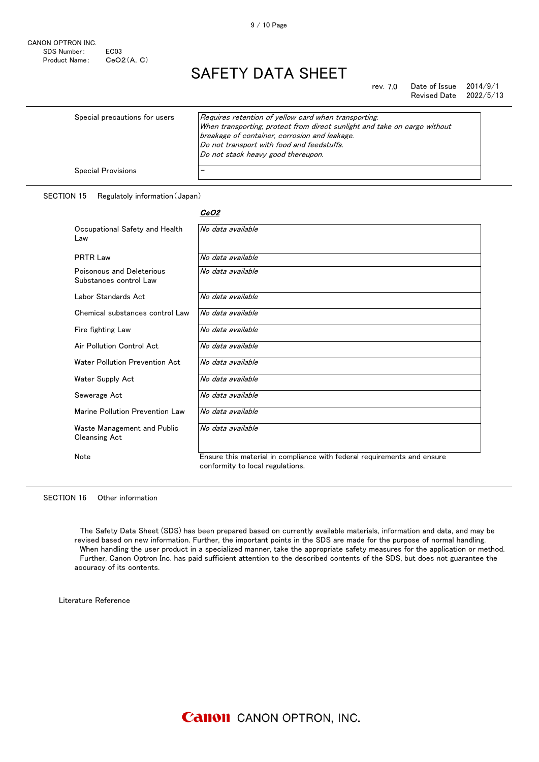| | |
|---|---|
| Special precautions for users | *Requires retention of yellow card when transporting.*<br>*When transporting, protect from direct sunlight and take on cargo without breakage of container, corrosion and leakage.*<br>*Do not transport with food and feedstuffs.*<br>*Do not stack heavy good thereupon.* |
| Special Provisions | – |

SECTION 15　Regulatoly information（Japan）

| | ***CeO2*** |
|---|---|
| Occupational Safety and Health Law | *No data available* |
| PRTR Law | *No data available* |
| Poisonous and Deleterious Substances control Law | *No data available* |
| Labor Standards Act | *No data available* |
| Chemical substances control Law | *No data available* |
| Fire fighting Law | *No data available* |
| Air Pollution Control Act | *No data available* |
| Water Pollution Prevention Act | *No data available* |
| Water Supply Act | *No data available* |
| Sewerage Act | *No data available* |
| Marine Pollution Prevention Law | *No data available* |
| Waste Management and Public Cleansing Act | *No data available* |
| Note | Ensure this material in compliance with federal requirements and ensure conformity to local regulations. |

SECTION 16　Other information

The Safety Data Sheet (SDS) has been prepared based on currently available materials, information and data, and may be revised based on new information. Further, the important points in the SDS are made for the purpose of normal handling.
When handling the user product in a specialized manner, take the appropriate safety measures for the application or method.
Further, Canon Optron Inc. has paid sufficient attention to the described contents of the SDS, but does not guarantee the accuracy of its contents.

Literature Reference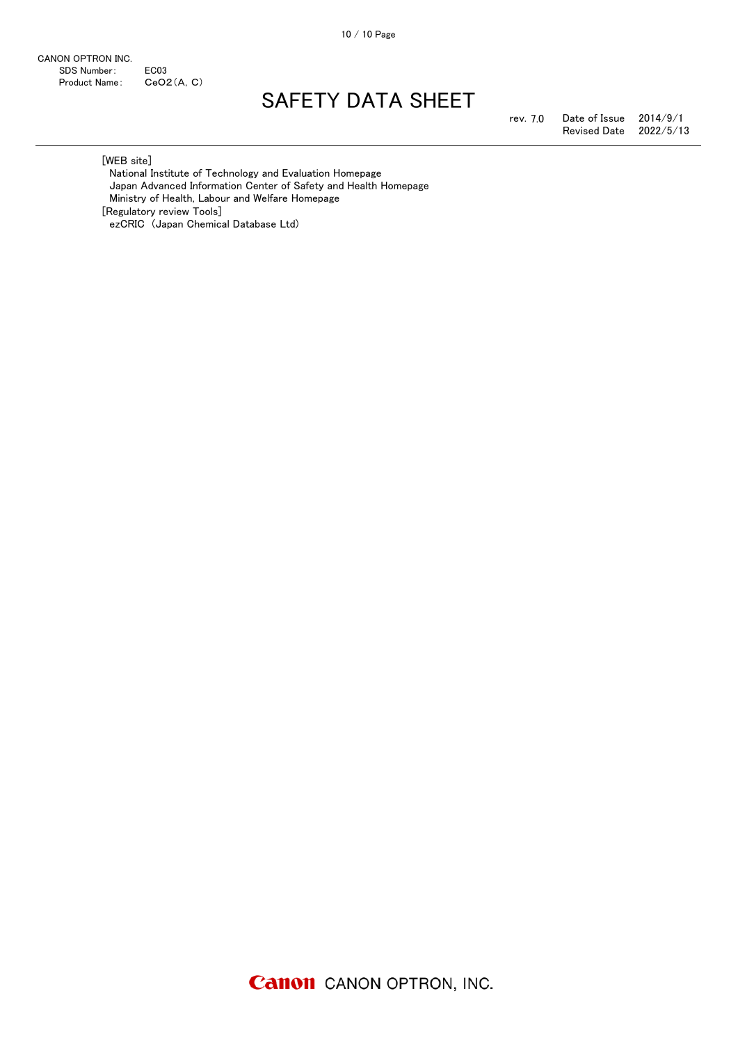[WEB site]

National Institute of Technology and Evaluation Homepage

Japan Advanced Information Center of Safety and Health Homepage

Ministry of Health, Labour and Welfare Homepage

[Regulatory review Tools]

ezCRIC（Japan Chemical Database Ltd）